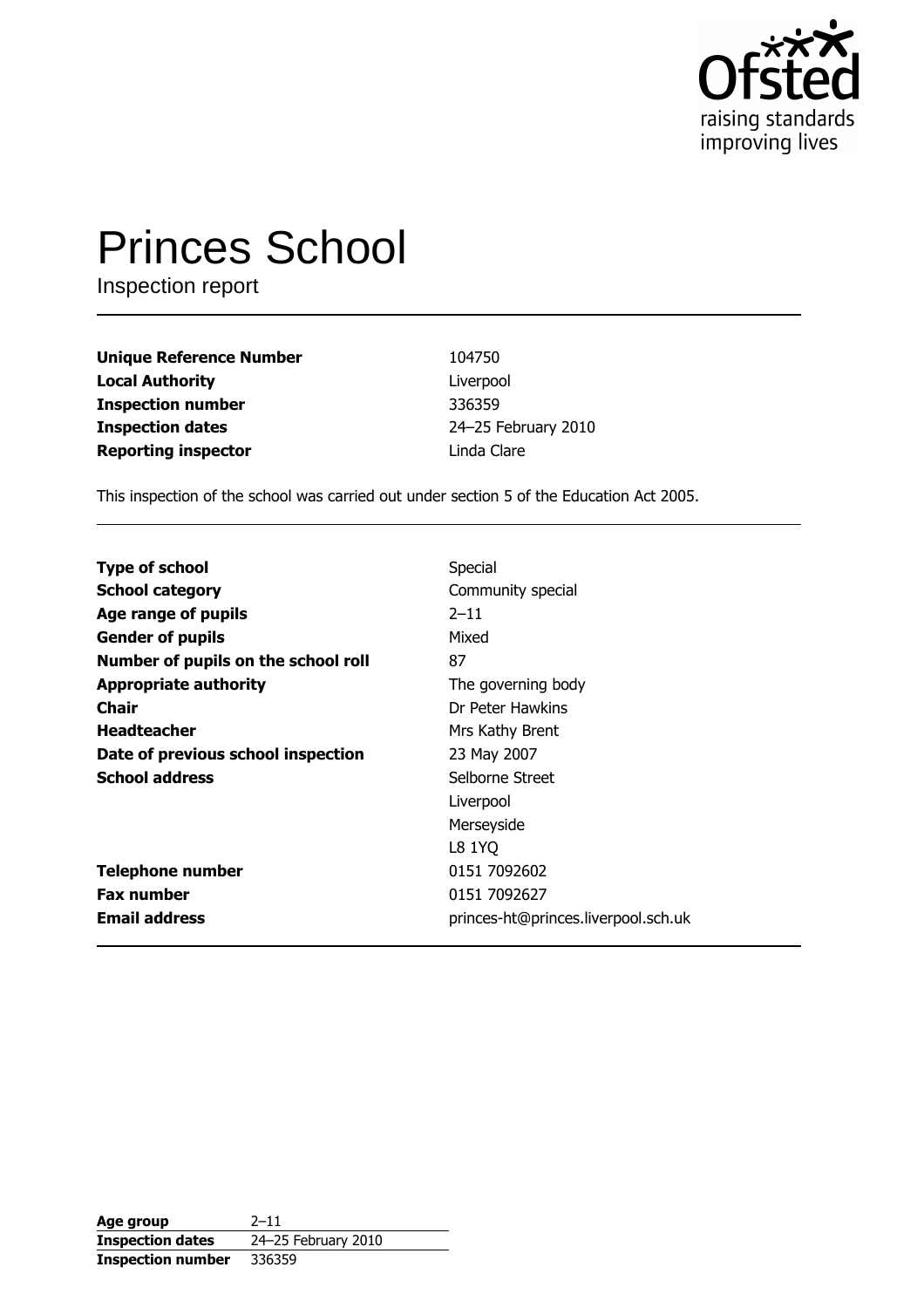# Princes School

Inspection report

| | |
|---|---|
| **Unique Reference Number** | 104750 |
| **Local Authority** | Liverpool |
| **Inspection number** | 336359 |
| **Inspection dates** | 24–25 February 2010 |
| **Reporting inspector** | Linda Clare |

This inspection of the school was carried out under section 5 of the Education Act 2005.

| | |
|---|---|
| **Type of school** | Special |
| **School category** | Community special |
| **Age range of pupils** | 2–11 |
| **Gender of pupils** | Mixed |
| **Number of pupils on the school roll** | 87 |
| **Appropriate authority** | The governing body |
| **Chair** | Dr Peter Hawkins |
| **Headteacher** | Mrs Kathy Brent |
| **Date of previous school inspection** | 23 May 2007 |
| **School address** | Selborne Street<br>Liverpool<br>Merseyside<br>L8 1YQ |
| **Telephone number** | 0151 7092602 |
| **Fax number** | 0151 7092627 |
| **Email address** | princes-ht@princes.liverpool.sch.uk |

| | |
|---|---|
| **Age group** | 2–11 |
| **Inspection dates** | 24–25 February 2010 |
| **Inspection number** | 336359 |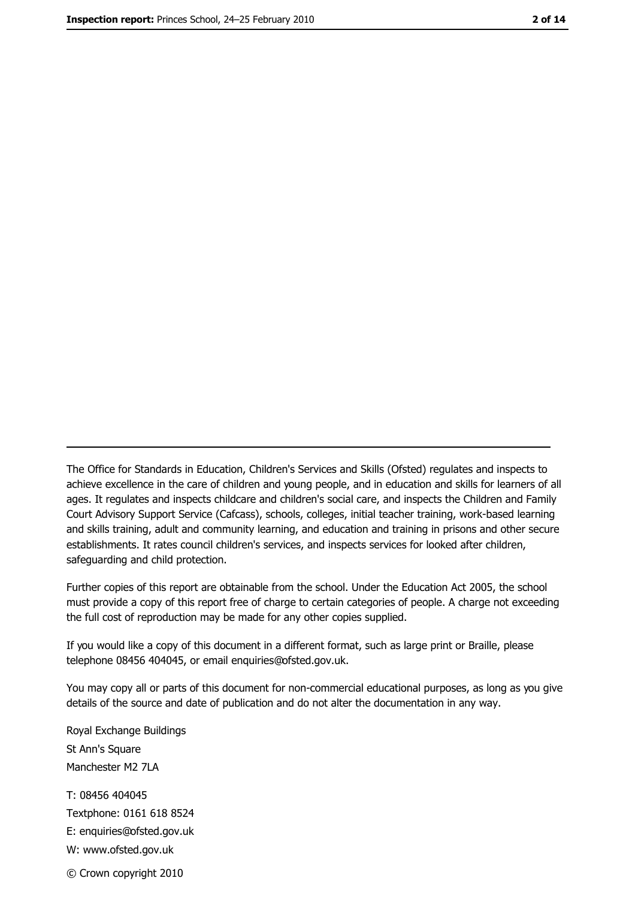---

The Office for Standards in Education, Children's Services and Skills (Ofsted) regulates and inspects to achieve excellence in the care of children and young people, and in education and skills for learners of all ages. It regulates and inspects childcare and children's social care, and inspects the Children and Family Court Advisory Support Service (Cafcass), schools, colleges, initial teacher training, work-based learning and skills training, adult and community learning, and education and training in prisons and other secure establishments. It rates council children's services, and inspects services for looked after children, safeguarding and child protection.

Further copies of this report are obtainable from the school. Under the Education Act 2005, the school must provide a copy of this report free of charge to certain categories of people. A charge not exceeding the full cost of reproduction may be made for any other copies supplied.

If you would like a copy of this document in a different format, such as large print or Braille, please telephone 08456 404045, or email enquiries@ofsted.gov.uk.

You may copy all or parts of this document for non-commercial educational purposes, as long as you give details of the source and date of publication and do not alter the documentation in any way.

Royal Exchange Buildings
St Ann's Square
Manchester M2 7LA

T: 08456 404045
Textphone: 0161 618 8524
E: enquiries@ofsted.gov.uk
W: www.ofsted.gov.uk

© Crown copyright 2010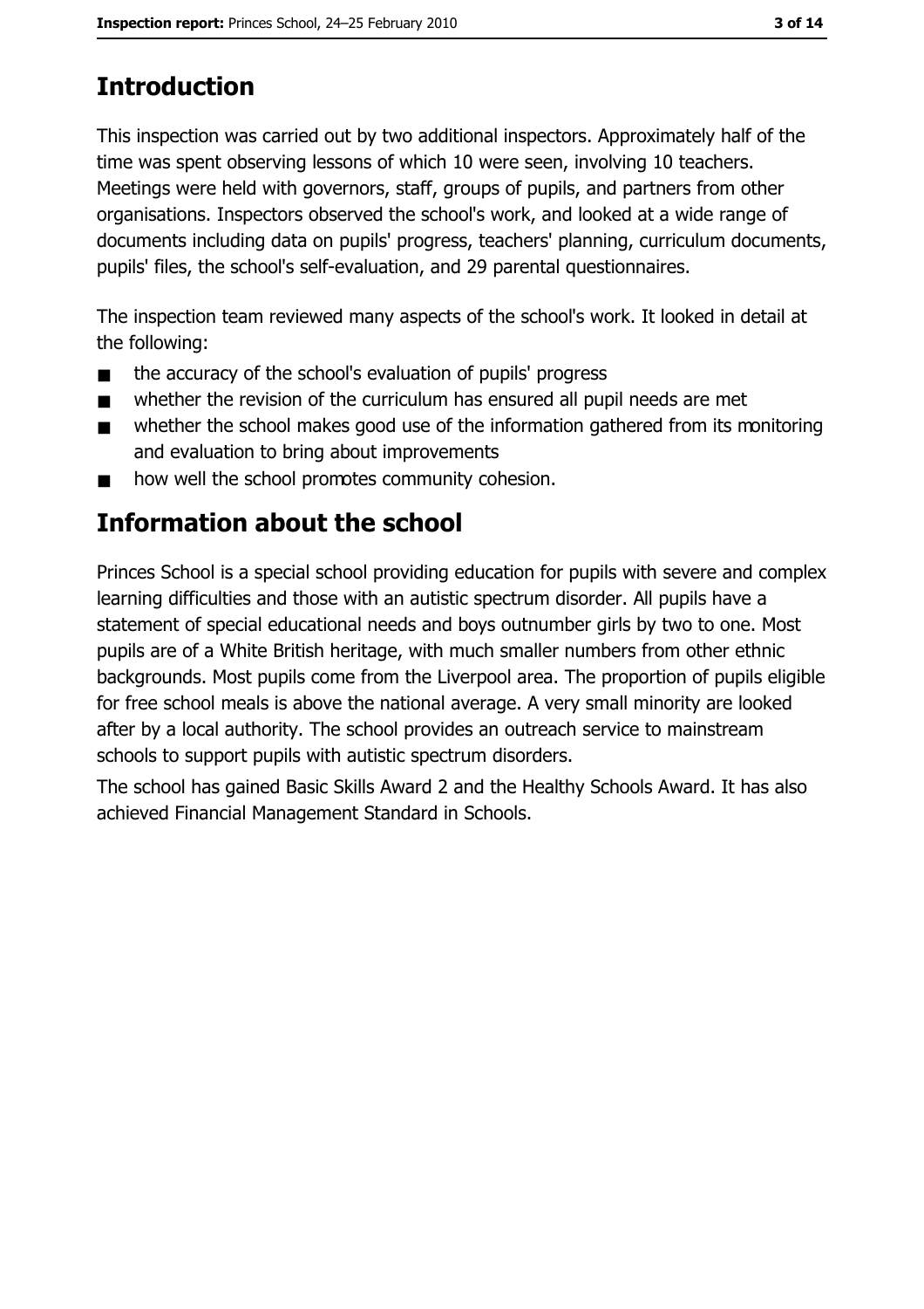# Introduction

This inspection was carried out by two additional inspectors. Approximately half of the time was spent observing lessons of which 10 were seen, involving 10 teachers. Meetings were held with governors, staff, groups of pupils, and partners from other organisations. Inspectors observed the school's work, and looked at a wide range of documents including data on pupils' progress, teachers' planning, curriculum documents, pupils' files, the school's self-evaluation, and 29 parental questionnaires.

The inspection team reviewed many aspects of the school's work. It looked in detail at the following:

- the accuracy of the school's evaluation of pupils' progress
- whether the revision of the curriculum has ensured all pupil needs are met
- whether the school makes good use of the information gathered from its monitoring and evaluation to bring about improvements
- how well the school promotes community cohesion.

# Information about the school

Princes School is a special school providing education for pupils with severe and complex learning difficulties and those with an autistic spectrum disorder. All pupils have a statement of special educational needs and boys outnumber girls by two to one. Most pupils are of a White British heritage, with much smaller numbers from other ethnic backgrounds. Most pupils come from the Liverpool area. The proportion of pupils eligible for free school meals is above the national average. A very small minority are looked after by a local authority. The school provides an outreach service to mainstream schools to support pupils with autistic spectrum disorders.

The school has gained Basic Skills Award 2 and the Healthy Schools Award. It has also achieved Financial Management Standard in Schools.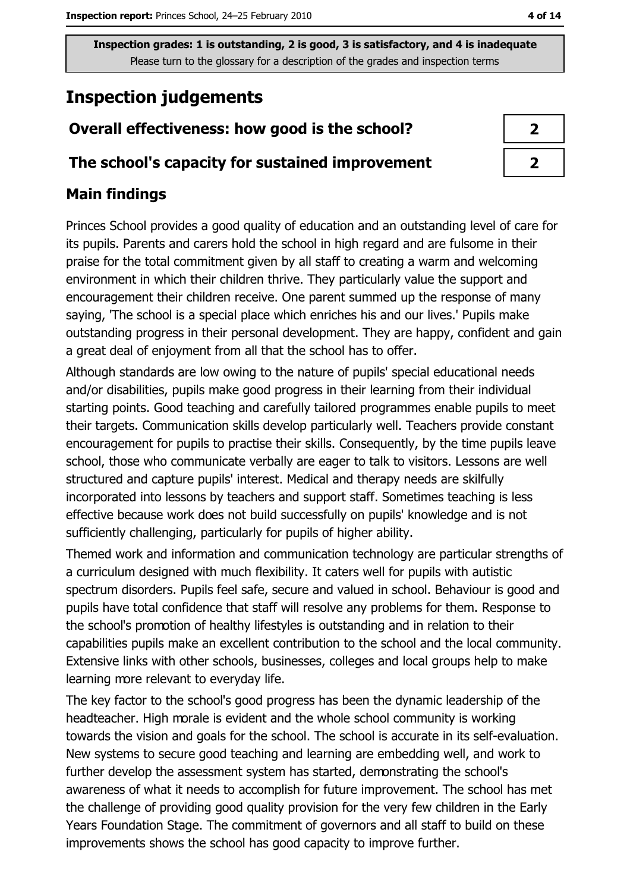**Inspection grades: 1 is outstanding, 2 is good, 3 is satisfactory, and 4 is inadequate**
Please turn to the glossary for a description of the grades and inspection terms

# Inspection judgements

| Overall effectiveness: how good is the school? | 2 |
|---|---|
| The school's capacity for sustained improvement | 2 |

## Main findings

Princes School provides a good quality of education and an outstanding level of care for its pupils. Parents and carers hold the school in high regard and are fulsome in their praise for the total commitment given by all staff to creating a warm and welcoming environment in which their children thrive. They particularly value the support and encouragement their children receive. One parent summed up the response of many saying, 'The school is a special place which enriches his and our lives.' Pupils make outstanding progress in their personal development. They are happy, confident and gain a great deal of enjoyment from all that the school has to offer.

Although standards are low owing to the nature of pupils' special educational needs and/or disabilities, pupils make good progress in their learning from their individual starting points. Good teaching and carefully tailored programmes enable pupils to meet their targets. Communication skills develop particularly well. Teachers provide constant encouragement for pupils to practise their skills. Consequently, by the time pupils leave school, those who communicate verbally are eager to talk to visitors. Lessons are well structured and capture pupils' interest. Medical and therapy needs are skilfully incorporated into lessons by teachers and support staff. Sometimes teaching is less effective because work does not build successfully on pupils' knowledge and is not sufficiently challenging, particularly for pupils of higher ability.

Themed work and information and communication technology are particular strengths of a curriculum designed with much flexibility. It caters well for pupils with autistic spectrum disorders. Pupils feel safe, secure and valued in school. Behaviour is good and pupils have total confidence that staff will resolve any problems for them. Response to the school's promotion of healthy lifestyles is outstanding and in relation to their capabilities pupils make an excellent contribution to the school and the local community. Extensive links with other schools, businesses, colleges and local groups help to make learning more relevant to everyday life.

The key factor to the school's good progress has been the dynamic leadership of the headteacher. High morale is evident and the whole school community is working towards the vision and goals for the school. The school is accurate in its self-evaluation. New systems to secure good teaching and learning are embedding well, and work to further develop the assessment system has started, demonstrating the school's awareness of what it needs to accomplish for future improvement. The school has met the challenge of providing good quality provision for the very few children in the Early Years Foundation Stage. The commitment of governors and all staff to build on these improvements shows the school has good capacity to improve further.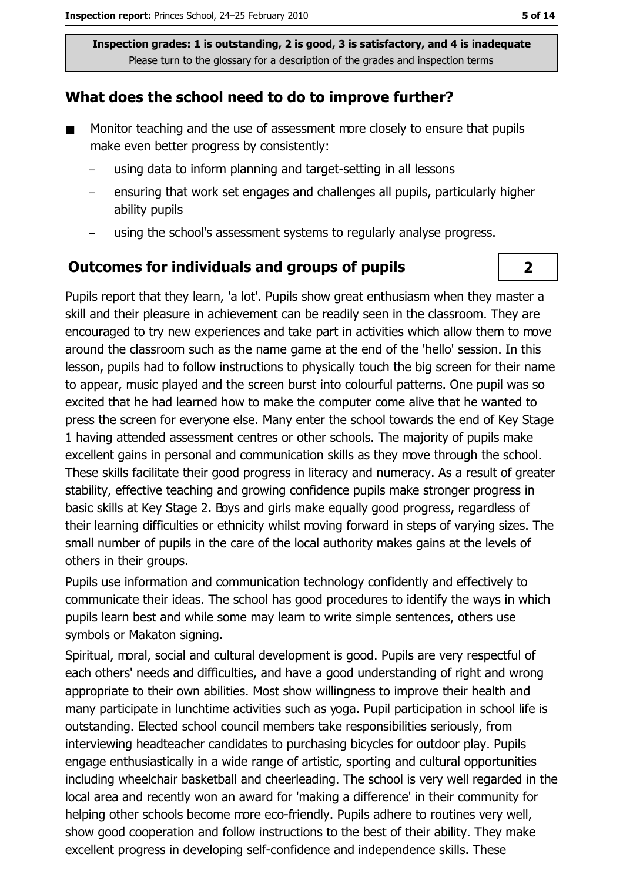Inspection grades: 1 is outstanding, 2 is good, 3 is satisfactory, and 4 is inadequate
Please turn to the glossary for a description of the grades and inspection terms

## What does the school need to do to improve further?

- Monitor teaching and the use of assessment more closely to ensure that pupils make even better progress by consistently:
  - using data to inform planning and target-setting in all lessons
  - ensuring that work set engages and challenges all pupils, particularly higher ability pupils
  - using the school's assessment systems to regularly analyse progress.

## Outcomes for individuals and groups of pupils

**2**

Pupils report that they learn, 'a lot'. Pupils show great enthusiasm when they master a skill and their pleasure in achievement can be readily seen in the classroom. They are encouraged to try new experiences and take part in activities which allow them to move around the classroom such as the name game at the end of the 'hello' session. In this lesson, pupils had to follow instructions to physically touch the big screen for their name to appear, music played and the screen burst into colourful patterns. One pupil was so excited that he had learned how to make the computer come alive that he wanted to press the screen for everyone else. Many enter the school towards the end of Key Stage 1 having attended assessment centres or other schools. The majority of pupils make excellent gains in personal and communication skills as they move through the school. These skills facilitate their good progress in literacy and numeracy. As a result of greater stability, effective teaching and growing confidence pupils make stronger progress in basic skills at Key Stage 2. Boys and girls make equally good progress, regardless of their learning difficulties or ethnicity whilst moving forward in steps of varying sizes. The small number of pupils in the care of the local authority makes gains at the levels of others in their groups.

Pupils use information and communication technology confidently and effectively to communicate their ideas. The school has good procedures to identify the ways in which pupils learn best and while some may learn to write simple sentences, others use symbols or Makaton signing.

Spiritual, moral, social and cultural development is good. Pupils are very respectful of each others' needs and difficulties, and have a good understanding of right and wrong appropriate to their own abilities. Most show willingness to improve their health and many participate in lunchtime activities such as yoga. Pupil participation in school life is outstanding. Elected school council members take responsibilities seriously, from interviewing headteacher candidates to purchasing bicycles for outdoor play. Pupils engage enthusiastically in a wide range of artistic, sporting and cultural opportunities including wheelchair basketball and cheerleading. The school is very well regarded in the local area and recently won an award for 'making a difference' in their community for helping other schools become more eco-friendly. Pupils adhere to routines very well, show good cooperation and follow instructions to the best of their ability. They make excellent progress in developing self-confidence and independence skills. These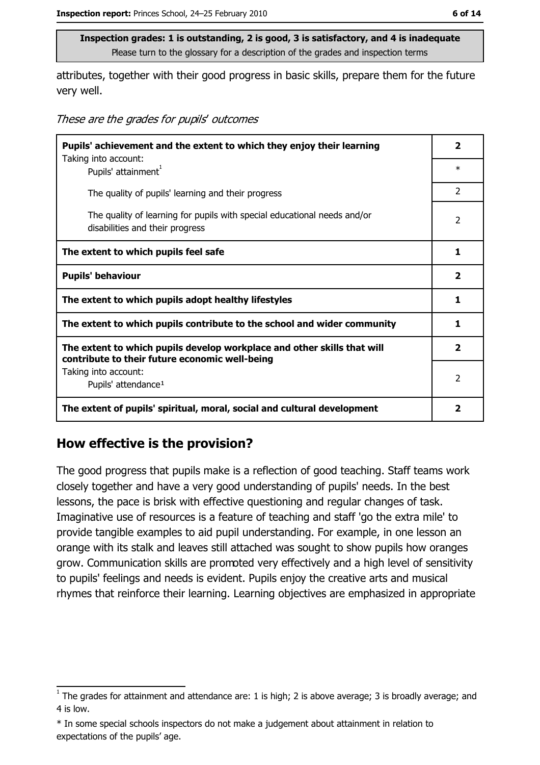**Inspection grades: 1 is outstanding, 2 is good, 3 is satisfactory, and 4 is inadequate**
Please turn to the glossary for a description of the grades and inspection terms

attributes, together with their good progress in basic skills, prepare them for the future very well.

*These are the grades for pupils' outcomes*

| | |
|---|---|
| **Pupils' achievement and the extent to which they enjoy their learning** | **2** |
| Taking into account: Pupils' attainment[1] | * |
| The quality of pupils' learning and their progress | 2 |
| The quality of learning for pupils with special educational needs and/or disabilities and their progress | 2 |
| **The extent to which pupils feel safe** | **1** |
| **Pupils' behaviour** | **2** |
| **The extent to which pupils adopt healthy lifestyles** | **1** |
| **The extent to which pupils contribute to the school and wider community** | **1** |
| **The extent to which pupils develop workplace and other skills that will contribute to their future economic well-being** | **2** |
| Taking into account: Pupils' attendance[1] | 2 |
| **The extent of pupils' spiritual, moral, social and cultural development** | **2** |

## How effective is the provision?

The good progress that pupils make is a reflection of good teaching. Staff teams work closely together and have a very good understanding of pupils' needs. In the best lessons, the pace is brisk with effective questioning and regular changes of task. Imaginative use of resources is a feature of teaching and staff 'go the extra mile' to provide tangible examples to aid pupil understanding. For example, in one lesson an orange with its stalk and leaves still attached was sought to show pupils how oranges grow. Communication skills are promoted very effectively and a high level of sensitivity to pupils' feelings and needs is evident. Pupils enjoy the creative arts and musical rhymes that reinforce their learning. Learning objectives are emphasized in appropriate

[1] The grades for attainment and attendance are: 1 is high; 2 is above average; 3 is broadly average; and 4 is low.

* In some special schools inspectors do not make a judgement about attainment in relation to expectations of the pupils' age.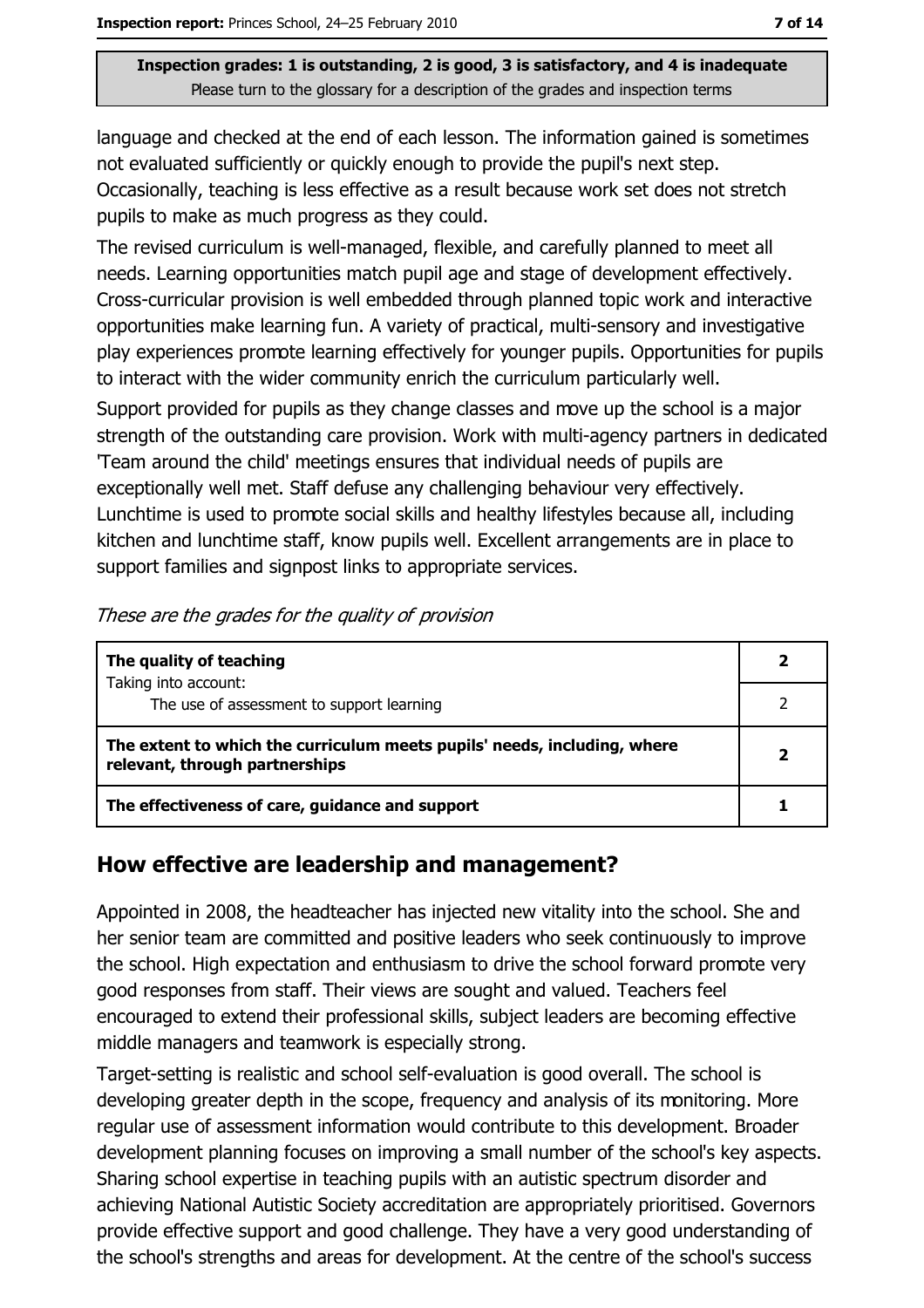**Inspection grades: 1 is outstanding, 2 is good, 3 is satisfactory, and 4 is inadequate**
Please turn to the glossary for a description of the grades and inspection terms

language and checked at the end of each lesson. The information gained is sometimes not evaluated sufficiently or quickly enough to provide the pupil's next step. Occasionally, teaching is less effective as a result because work set does not stretch pupils to make as much progress as they could.

The revised curriculum is well-managed, flexible, and carefully planned to meet all needs. Learning opportunities match pupil age and stage of development effectively. Cross-curricular provision is well embedded through planned topic work and interactive opportunities make learning fun. A variety of practical, multi-sensory and investigative play experiences promote learning effectively for younger pupils. Opportunities for pupils to interact with the wider community enrich the curriculum particularly well.

Support provided for pupils as they change classes and move up the school is a major strength of the outstanding care provision. Work with multi-agency partners in dedicated 'Team around the child' meetings ensures that individual needs of pupils are exceptionally well met. Staff defuse any challenging behaviour very effectively. Lunchtime is used to promote social skills and healthy lifestyles because all, including kitchen and lunchtime staff, know pupils well. Excellent arrangements are in place to support families and signpost links to appropriate services.

*These are the grades for the quality of provision*

| | |
|---|---|
| **The quality of teaching**<br>Taking into account: | **2** |
| The use of assessment to support learning | 2 |
| **The extent to which the curriculum meets pupils' needs, including, where relevant, through partnerships** | **2** |
| **The effectiveness of care, guidance and support** | **1** |

## How effective are leadership and management?

Appointed in 2008, the headteacher has injected new vitality into the school. She and her senior team are committed and positive leaders who seek continuously to improve the school. High expectation and enthusiasm to drive the school forward promote very good responses from staff. Their views are sought and valued. Teachers feel encouraged to extend their professional skills, subject leaders are becoming effective middle managers and teamwork is especially strong.

Target-setting is realistic and school self-evaluation is good overall. The school is developing greater depth in the scope, frequency and analysis of its monitoring. More regular use of assessment information would contribute to this development. Broader development planning focuses on improving a small number of the school's key aspects. Sharing school expertise in teaching pupils with an autistic spectrum disorder and achieving National Autistic Society accreditation are appropriately prioritised. Governors provide effective support and good challenge. They have a very good understanding of the school's strengths and areas for development. At the centre of the school's success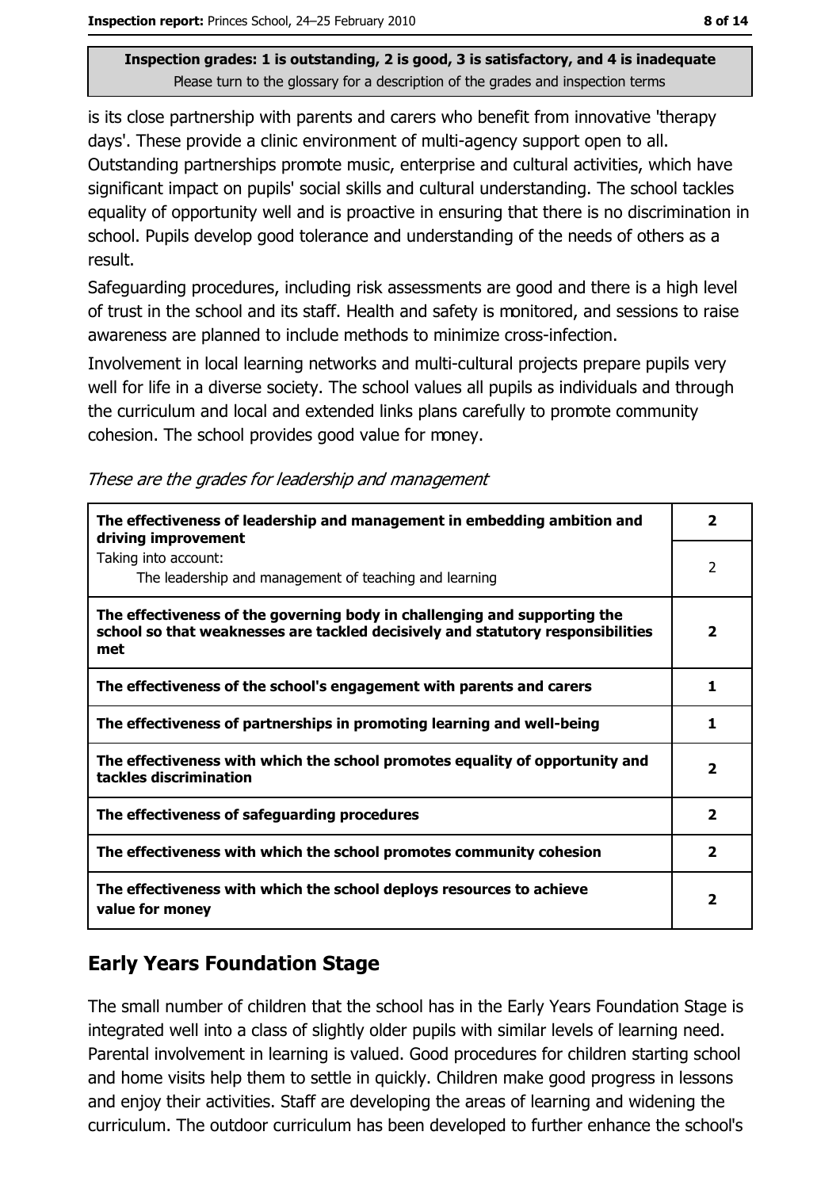Inspection grades: 1 is outstanding, 2 is good, 3 is satisfactory, and 4 is inadequate
Please turn to the glossary for a description of the grades and inspection terms

is its close partnership with parents and carers who benefit from innovative 'therapy days'. These provide a clinic environment of multi-agency support open to all. Outstanding partnerships promote music, enterprise and cultural activities, which have significant impact on pupils' social skills and cultural understanding. The school tackles equality of opportunity well and is proactive in ensuring that there is no discrimination in school. Pupils develop good tolerance and understanding of the needs of others as a result.

Safeguarding procedures, including risk assessments are good and there is a high level of trust in the school and its staff. Health and safety is monitored, and sessions to raise awareness are planned to include methods to minimize cross-infection.

Involvement in local learning networks and multi-cultural projects prepare pupils very well for life in a diverse society. The school values all pupils as individuals and through the curriculum and local and extended links plans carefully to promote community cohesion. The school provides good value for money.

*These are the grades for leadership and management*

| | |
|---|---|
| **The effectiveness of leadership and management in embedding ambition and driving improvement** | **2** |
| Taking into account: The leadership and management of teaching and learning | 2 |
| **The effectiveness of the governing body in challenging and supporting the school so that weaknesses are tackled decisively and statutory responsibilities met** | **2** |
| **The effectiveness of the school's engagement with parents and carers** | **1** |
| **The effectiveness of partnerships in promoting learning and well-being** | **1** |
| **The effectiveness with which the school promotes equality of opportunity and tackles discrimination** | **2** |
| **The effectiveness of safeguarding procedures** | **2** |
| **The effectiveness with which the school promotes community cohesion** | **2** |
| **The effectiveness with which the school deploys resources to achieve value for money** | **2** |

## Early Years Foundation Stage

The small number of children that the school has in the Early Years Foundation Stage is integrated well into a class of slightly older pupils with similar levels of learning need. Parental involvement in learning is valued. Good procedures for children starting school and home visits help them to settle in quickly. Children make good progress in lessons and enjoy their activities. Staff are developing the areas of learning and widening the curriculum. The outdoor curriculum has been developed to further enhance the school's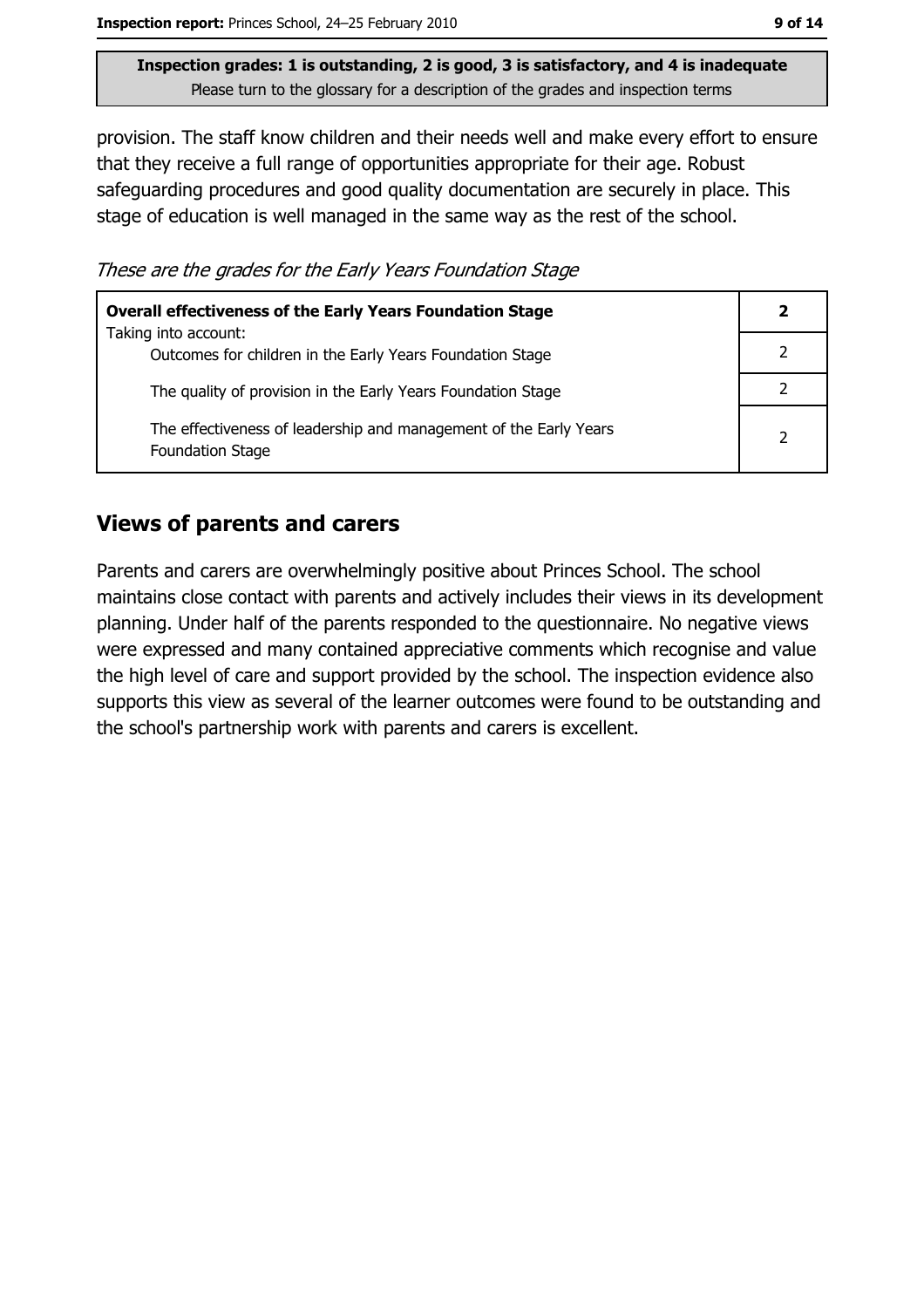**Inspection grades: 1 is outstanding, 2 is good, 3 is satisfactory, and 4 is inadequate**
Please turn to the glossary for a description of the grades and inspection terms

provision. The staff know children and their needs well and make every effort to ensure that they receive a full range of opportunities appropriate for their age. Robust safeguarding procedures and good quality documentation are securely in place. This stage of education is well managed in the same way as the rest of the school.

*These are the grades for the Early Years Foundation Stage*

| **Overall effectiveness of the Early Years Foundation Stage** Taking into account: | **2** |
|---|---|
| Outcomes for children in the Early Years Foundation Stage | 2 |
| The quality of provision in the Early Years Foundation Stage | 2 |
| The effectiveness of leadership and management of the Early Years Foundation Stage | 2 |

## Views of parents and carers

Parents and carers are overwhelmingly positive about Princes School. The school maintains close contact with parents and actively includes their views in its development planning. Under half of the parents responded to the questionnaire. No negative views were expressed and many contained appreciative comments which recognise and value the high level of care and support provided by the school. The inspection evidence also supports this view as several of the learner outcomes were found to be outstanding and the school's partnership work with parents and carers is excellent.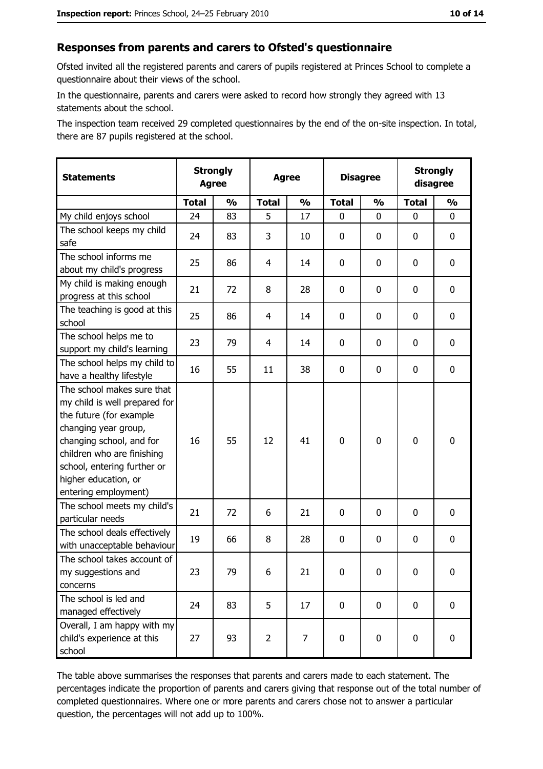## Responses from parents and carers to Ofsted's questionnaire

Ofsted invited all the registered parents and carers of pupils registered at Princes School to complete a questionnaire about their views of the school.

In the questionnaire, parents and carers were asked to record how strongly they agreed with 13 statements about the school.

The inspection team received 29 completed questionnaires by the end of the on-site inspection. In total, there are 87 pupils registered at the school.

| Statements | Strongly Agree | | Agree | | Disagree | | Strongly disagree | |
|---|---|---|---|---|---|---|---|---|
| | Total | % | Total | % | Total | % | Total | % |
| My child enjoys school | 24 | 83 | 5 | 17 | 0 | 0 | 0 | 0 |
| The school keeps my child safe | 24 | 83 | 3 | 10 | 0 | 0 | 0 | 0 |
| The school informs me about my child's progress | 25 | 86 | 4 | 14 | 0 | 0 | 0 | 0 |
| My child is making enough progress at this school | 21 | 72 | 8 | 28 | 0 | 0 | 0 | 0 |
| The teaching is good at this school | 25 | 86 | 4 | 14 | 0 | 0 | 0 | 0 |
| The school helps me to support my child's learning | 23 | 79 | 4 | 14 | 0 | 0 | 0 | 0 |
| The school helps my child to have a healthy lifestyle | 16 | 55 | 11 | 38 | 0 | 0 | 0 | 0 |
| The school makes sure that my child is well prepared for the future (for example changing year group, changing school, and for children who are finishing school, entering further or higher education, or entering employment) | 16 | 55 | 12 | 41 | 0 | 0 | 0 | 0 |
| The school meets my child's particular needs | 21 | 72 | 6 | 21 | 0 | 0 | 0 | 0 |
| The school deals effectively with unacceptable behaviour | 19 | 66 | 8 | 28 | 0 | 0 | 0 | 0 |
| The school takes account of my suggestions and concerns | 23 | 79 | 6 | 21 | 0 | 0 | 0 | 0 |
| The school is led and managed effectively | 24 | 83 | 5 | 17 | 0 | 0 | 0 | 0 |
| Overall, I am happy with my child's experience at this school | 27 | 93 | 2 | 7 | 0 | 0 | 0 | 0 |

The table above summarises the responses that parents and carers made to each statement. The percentages indicate the proportion of parents and carers giving that response out of the total number of completed questionnaires. Where one or more parents and carers chose not to answer a particular question, the percentages will not add up to 100%.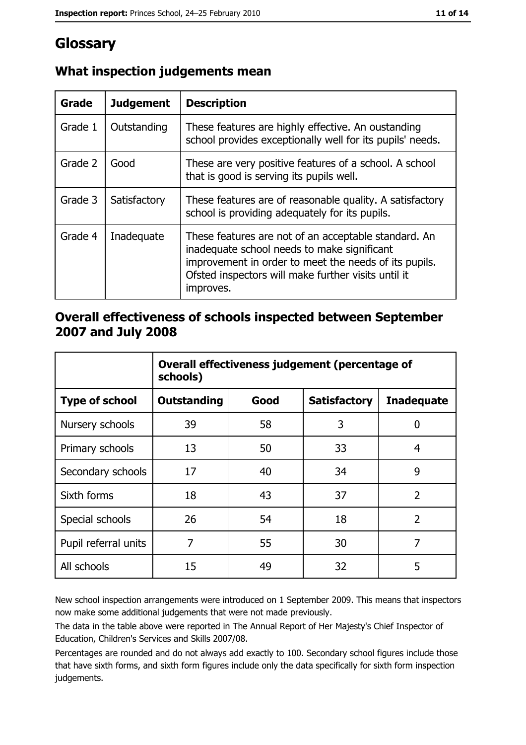# Glossary

## What inspection judgements mean

| Grade | Judgement | Description |
| --- | --- | --- |
| Grade 1 | Outstanding | These features are highly effective. An oustanding school provides exceptionally well for its pupils' needs. |
| Grade 2 | Good | These are very positive features of a school. A school that is good is serving its pupils well. |
| Grade 3 | Satisfactory | These features are of reasonable quality. A satisfactory school is providing adequately for its pupils. |
| Grade 4 | Inadequate | These features are not of an acceptable standard. An inadequate school needs to make significant improvement in order to meet the needs of its pupils. Ofsted inspectors will make further visits until it improves. |

## Overall effectiveness of schools inspected between September 2007 and July 2008

| | Overall effectiveness judgement (percentage of schools) | | | |
| --- | --- | --- | --- | --- |
| **Type of school** | **Outstanding** | **Good** | **Satisfactory** | **Inadequate** |
| Nursery schools | 39 | 58 | 3 | 0 |
| Primary schools | 13 | 50 | 33 | 4 |
| Secondary schools | 17 | 40 | 34 | 9 |
| Sixth forms | 18 | 43 | 37 | 2 |
| Special schools | 26 | 54 | 18 | 2 |
| Pupil referral units | 7 | 55 | 30 | 7 |
| All schools | 15 | 49 | 32 | 5 |

New school inspection arrangements were introduced on 1 September 2009. This means that inspectors now make some additional judgements that were not made previously.

The data in the table above were reported in The Annual Report of Her Majesty's Chief Inspector of Education, Children's Services and Skills 2007/08.

Percentages are rounded and do not always add exactly to 100. Secondary school figures include those that have sixth forms, and sixth form figures include only the data specifically for sixth form inspection judgements.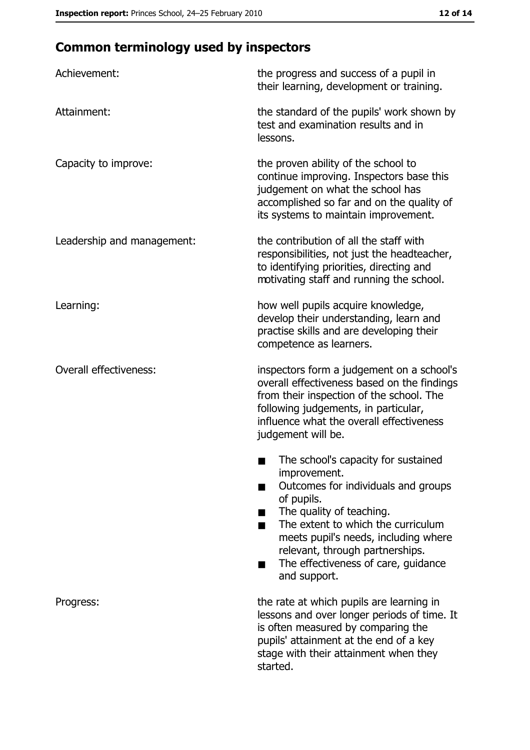## Common terminology used by inspectors

| | |
|---|---|
| Achievement: | the progress and success of a pupil in their learning, development or training. |
| Attainment: | the standard of the pupils' work shown by test and examination results and in lessons. |
| Capacity to improve: | the proven ability of the school to continue improving. Inspectors base this judgement on what the school has accomplished so far and on the quality of its systems to maintain improvement. |
| Leadership and management: | the contribution of all the staff with responsibilities, not just the headteacher, to identifying priorities, directing and motivating staff and running the school. |
| Learning: | how well pupils acquire knowledge, develop their understanding, learn and practise skills and are developing their competence as learners. |
| Overall effectiveness: | inspectors form a judgement on a school's overall effectiveness based on the findings from their inspection of the school. The following judgements, in particular, influence what the overall effectiveness judgement will be.<br>■ The school's capacity for sustained improvement.<br>■ Outcomes for individuals and groups of pupils.<br>■ The quality of teaching.<br>■ The extent to which the curriculum meets pupil's needs, including where relevant, through partnerships.<br>■ The effectiveness of care, guidance and support. |
| Progress: | the rate at which pupils are learning in lessons and over longer periods of time. It is often measured by comparing the pupils' attainment at the end of a key stage with their attainment when they started. |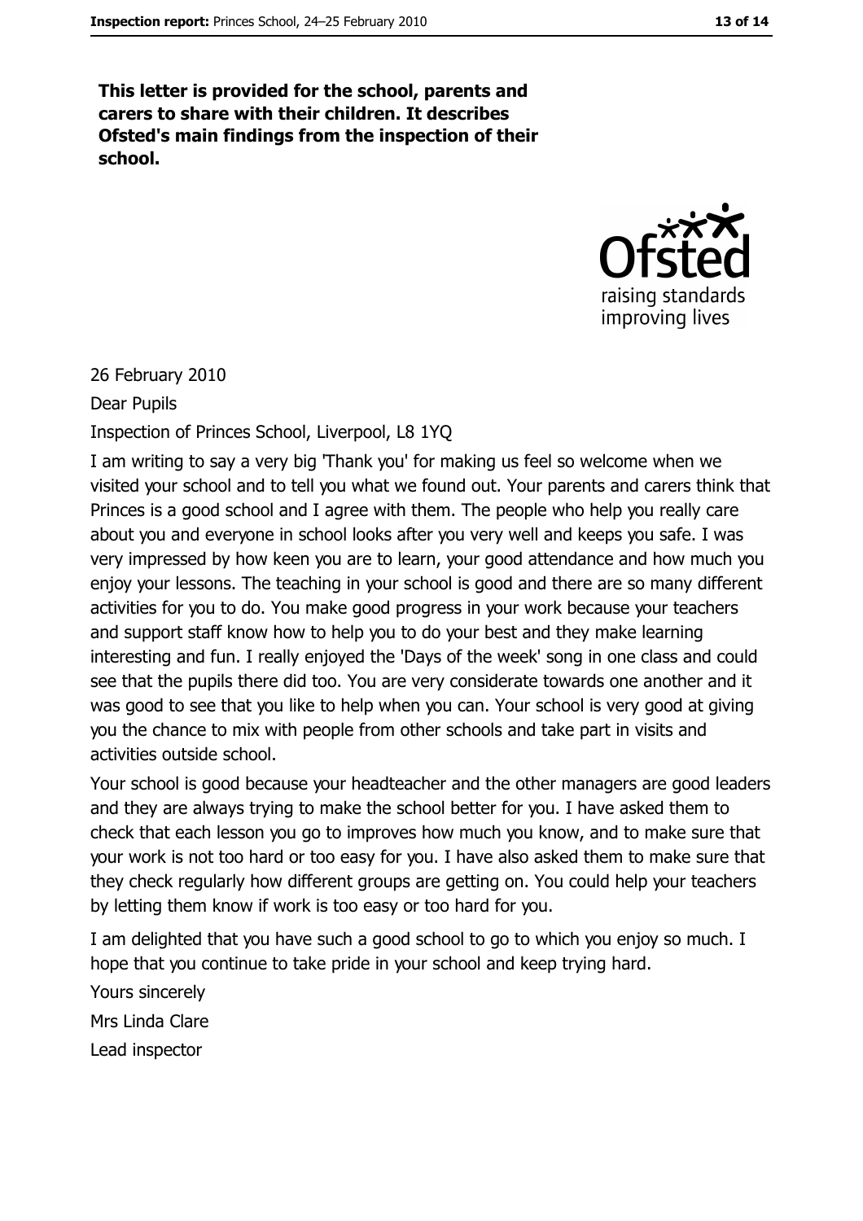**This letter is provided for the school, parents and carers to share with their children. It describes Ofsted's main findings from the inspection of their school.**

26 February 2010

Dear Pupils

Inspection of Princes School, Liverpool, L8 1YQ

I am writing to say a very big 'Thank you' for making us feel so welcome when we visited your school and to tell you what we found out. Your parents and carers think that Princes is a good school and I agree with them. The people who help you really care about you and everyone in school looks after you very well and keeps you safe. I was very impressed by how keen you are to learn, your good attendance and how much you enjoy your lessons. The teaching in your school is good and there are so many different activities for you to do. You make good progress in your work because your teachers and support staff know how to help you to do your best and they make learning interesting and fun. I really enjoyed the 'Days of the week' song in one class and could see that the pupils there did too. You are very considerate towards one another and it was good to see that you like to help when you can. Your school is very good at giving you the chance to mix with people from other schools and take part in visits and activities outside school.

Your school is good because your headteacher and the other managers are good leaders and they are always trying to make the school better for you. I have asked them to check that each lesson you go to improves how much you know, and to make sure that your work is not too hard or too easy for you. I have also asked them to make sure that they check regularly how different groups are getting on. You could help your teachers by letting them know if work is too easy or too hard for you.

I am delighted that you have such a good school to go to which you enjoy so much. I hope that you continue to take pride in your school and keep trying hard.

Yours sincerely

Mrs Linda Clare

Lead inspector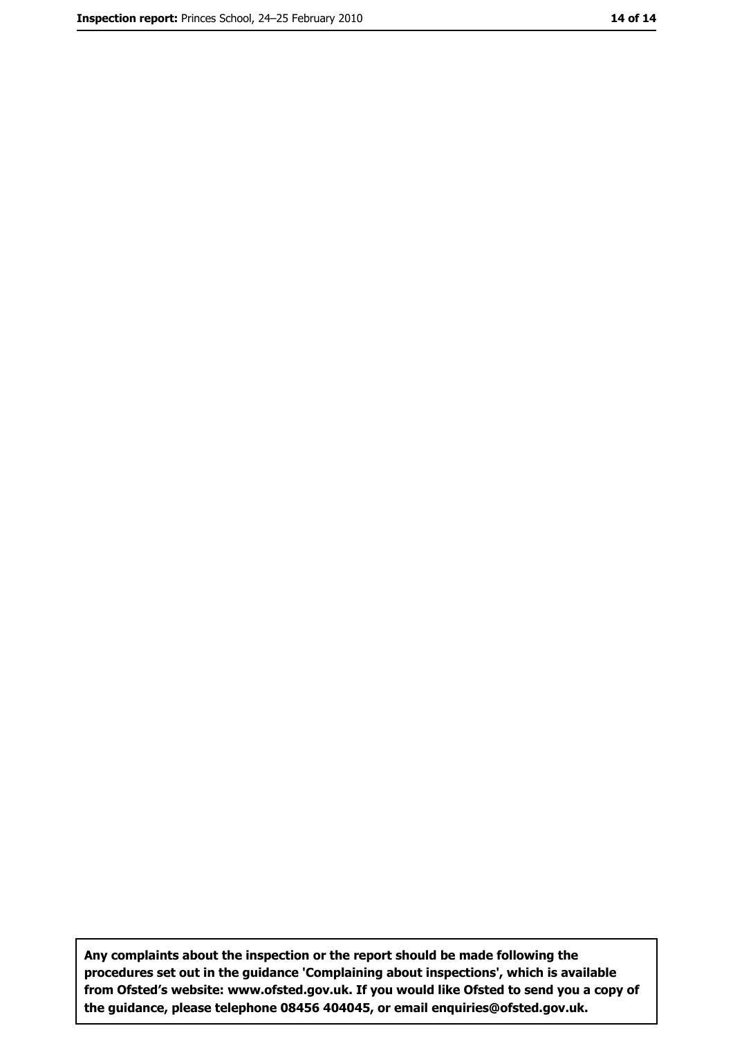**Any complaints about the inspection or the report should be made following the procedures set out in the guidance 'Complaining about inspections', which is available from Ofsted's website: www.ofsted.gov.uk. If you would like Ofsted to send you a copy of the guidance, please telephone 08456 404045, or email enquiries@ofsted.gov.uk.**